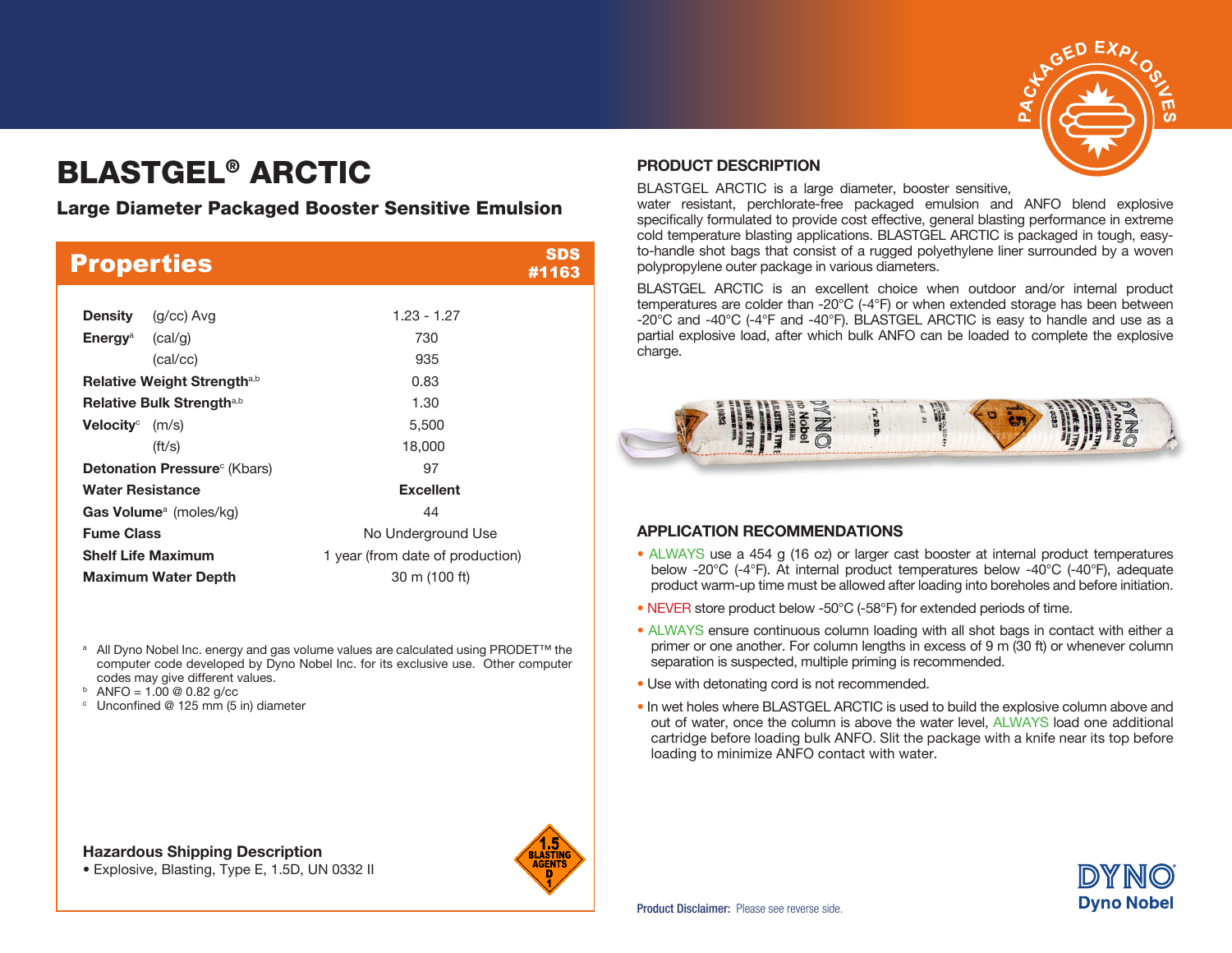# BLASTGEL® ARCTIC

## Large Diameter Packaged Booster Sensitive Emulsion

## Properties

SDS #1163

| Property | Unit | Value |
|---|---|---|
| **Density** | (g/cc) Avg | 1.23 - 1.27 |
| **Energy**[a] | (cal/g) | 730 |
| | (cal/cc) | 935 |
| **Relative Weight Strength**[a,b] | | 0.83 |
| **Relative Bulk Strength**[a,b] | | 1.30 |
| **Velocity**[c] | (m/s) | 5,500 |
| | (ft/s) | 18,000 |
| **Detonation Pressure**[c] | (Kbars) | 97 |
| **Water Resistance** | | **Excellent** |
| **Gas Volume**[a] | (moles/kg) | 44 |
| **Fume Class** | | No Underground Use |
| **Shelf Life Maximum** | | 1 year (from date of production) |
| **Maximum Water Depth** | | 30 m (100 ft) |

[a] All Dyno Nobel Inc. energy and gas volume values are calculated using PRODET™ the computer code developed by Dyno Nobel Inc. for its exclusive use. Other computer codes may give different values.
[b] ANFO = 1.00 @ 0.82 g/cc
[c] Unconfined @ 125 mm (5 in) diameter

### Hazardous Shipping Description

- Explosive, Blasting, Type E, 1.5D, UN 0332 II

## PRODUCT DESCRIPTION

BLASTGEL ARCTIC is a large diameter, booster sensitive, water resistant, perchlorate-free packaged emulsion and ANFO blend explosive specifically formulated to provide cost effective, general blasting performance in extreme cold temperature blasting applications. BLASTGEL ARCTIC is packaged in tough, easy-to-handle shot bags that consist of a rugged polyethylene liner surrounded by a woven polypropylene outer package in various diameters.

BLASTGEL ARCTIC is an excellent choice when outdoor and/or internal product temperatures are colder than -20°C (-4°F) or when extended storage has been between -20°C and -40°C (-4°F and -40°F). BLASTGEL ARCTIC is easy to handle and use as a partial explosive load, after which bulk ANFO can be loaded to complete the explosive charge.

## APPLICATION RECOMMENDATIONS

- ALWAYS use a 454 g (16 oz) or larger cast booster at internal product temperatures below -20°C (-4°F). At internal product temperatures below -40°C (-40°F), adequate product warm-up time must be allowed after loading into boreholes and before initiation.
- NEVER store product below -50°C (-58°F) for extended periods of time.
- ALWAYS ensure continuous column loading with all shot bags in contact with either a primer or one another. For column lengths in excess of 9 m (30 ft) or whenever column separation is suspected, multiple priming is recommended.
- Use with detonating cord is not recommended.
- In wet holes where BLASTGEL ARCTIC is used to build the explosive column above and out of water, once the column is above the water level, ALWAYS load one additional cartridge before loading bulk ANFO. Slit the package with a knife near its top before loading to minimize ANFO contact with water.

**Product Disclaimer:** Please see reverse side.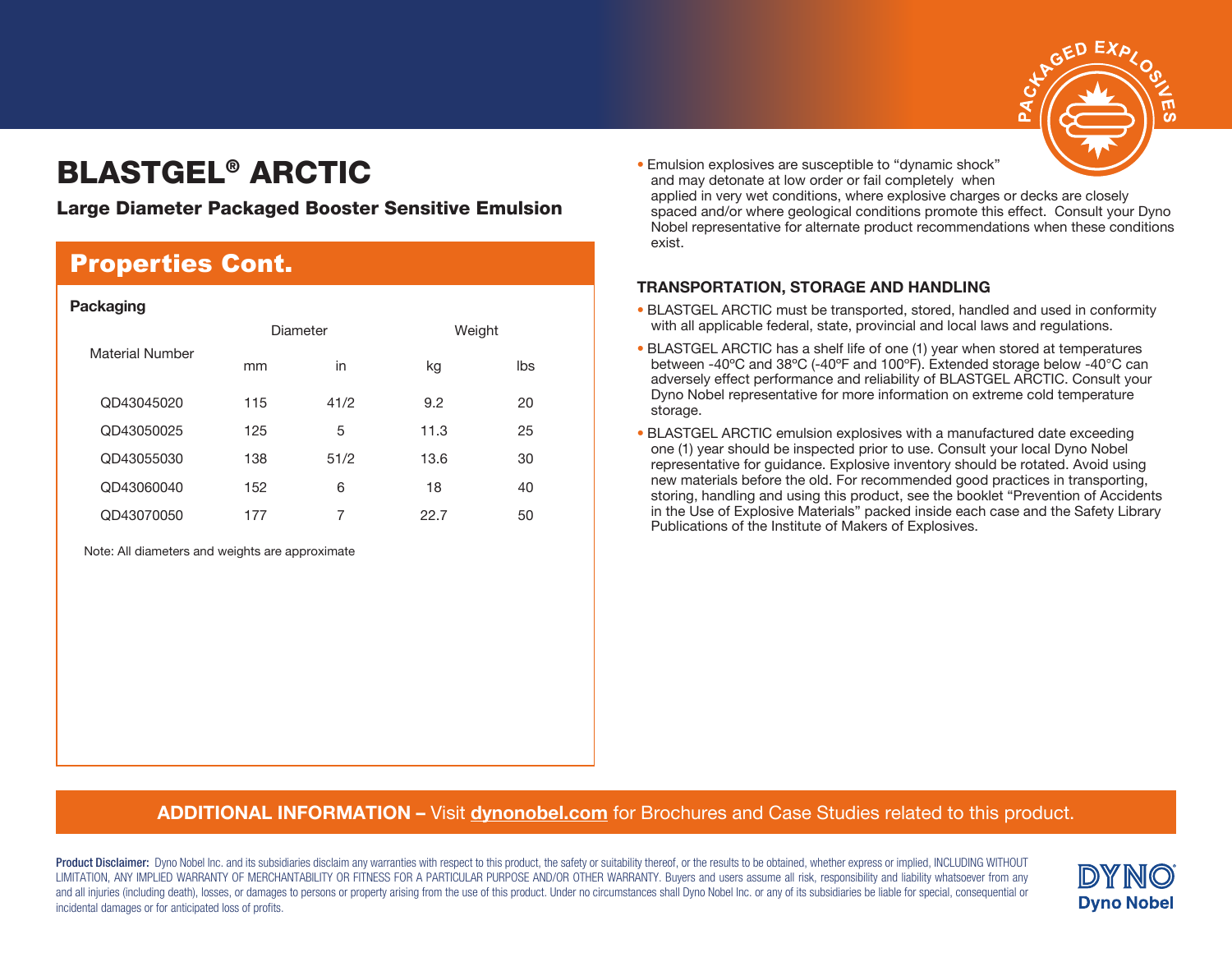# BLASTGEL® ARCTIC

**Large Diameter Packaged Booster Sensitive Emulsion**

## Properties Cont.

**Packaging**

| Material Number | Diameter | | Weight | |
|---|---|---|---|---|
| | mm | in | kg | lbs |
| QD43045020 | 115 | 41/2 | 9.2 | 20 |
| QD43050025 | 125 | 5 | 11.3 | 25 |
| QD43055030 | 138 | 51/2 | 13.6 | 30 |
| QD43060040 | 152 | 6 | 18 | 40 |
| QD43070050 | 177 | 7 | 22.7 | 50 |

Note: All diameters and weights are approximate

- Emulsion explosives are susceptible to "dynamic shock" and may detonate at low order or fail completely when applied in very wet conditions, where explosive charges or decks are closely spaced and/or where geological conditions promote this effect. Consult your Dyno Nobel representative for alternate product recommendations when these conditions exist.

### TRANSPORTATION, STORAGE AND HANDLING

- BLASTGEL ARCTIC must be transported, stored, handled and used in conformity with all applicable federal, state, provincial and local laws and regulations.
- BLASTGEL ARCTIC has a shelf life of one (1) year when stored at temperatures between -40ºC and 38ºC (-40ºF and 100ºF). Extended storage below -40°C can adversely effect performance and reliability of BLASTGEL ARCTIC. Consult your Dyno Nobel representative for more information on extreme cold temperature storage.
- BLASTGEL ARCTIC emulsion explosives with a manufactured date exceeding one (1) year should be inspected prior to use. Consult your local Dyno Nobel representative for guidance. Explosive inventory should be rotated. Avoid using new materials before the old. For recommended good practices in transporting, storing, handling and using this product, see the booklet "Prevention of Accidents in the Use of Explosive Materials" packed inside each case and the Safety Library Publications of the Institute of Makers of Explosives.

**ADDITIONAL INFORMATION –** Visit **dynonobel.com** for Brochures and Case Studies related to this product.

**Product Disclaimer:** Dyno Nobel Inc. and its subsidiaries disclaim any warranties with respect to this product, the safety or suitability thereof, or the results to be obtained, whether express or implied, INCLUDING WITHOUT LIMITATION, ANY IMPLIED WARRANTY OF MERCHANTABILITY OR FITNESS FOR A PARTICULAR PURPOSE AND/OR OTHER WARRANTY. Buyers and users assume all risk, responsibility and liability whatsoever from any and all injuries (including death), losses, or damages to persons or property arising from the use of this product. Under no circumstances shall Dyno Nobel Inc. or any of its subsidiaries be liable for special, consequential or incidental damages or for anticipated loss of profits.

DYNO
Dyno Nobel